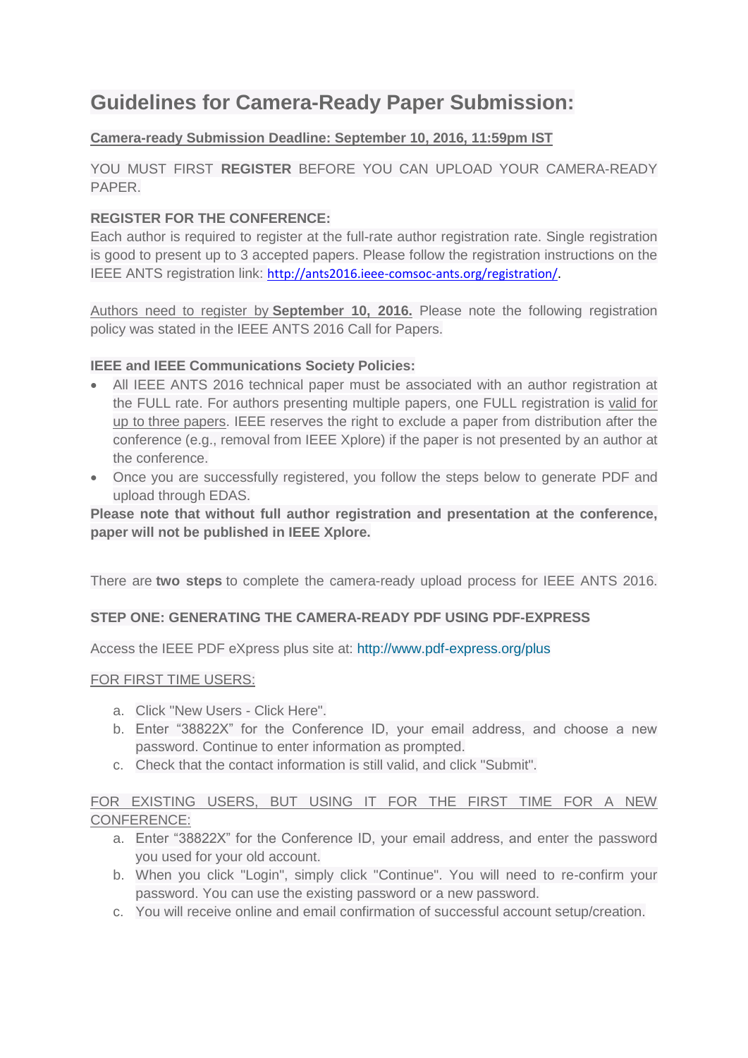# Guidelines for Camera-Ready Paper Submission:

**Camera-ready Submission Deadline: September 10, 2016, 11:59pm IST**

YOU MUST FIRST **REGISTER** BEFORE YOU CAN UPLOAD YOUR CAMERA-READY PAPER.

**REGISTER FOR THE CONFERENCE:**
Each author is required to register at the full-rate author registration rate. Single registration is good to present up to 3 accepted papers. Please follow the registration instructions on the IEEE ANTS registration link: http://ants2016.ieee-comsoc-ants.org/registration/.

Authors need to register by **September 10, 2016.** Please note the following registration policy was stated in the IEEE ANTS 2016 Call for Papers.

**IEEE and IEEE Communications Society Policies:**

- All IEEE ANTS 2016 technical paper must be associated with an author registration at the FULL rate. For authors presenting multiple papers, one FULL registration is valid for up to three papers. IEEE reserves the right to exclude a paper from distribution after the conference (e.g., removal from IEEE Xplore) if the paper is not presented by an author at the conference.
- Once you are successfully registered, you follow the steps below to generate PDF and upload through EDAS.

**Please note that without full author registration and presentation at the conference, paper will not be published in IEEE Xplore.**

There are **two steps** to complete the camera-ready upload process for IEEE ANTS 2016.

**STEP ONE: GENERATING THE CAMERA-READY PDF USING PDF-EXPRESS**

Access the IEEE PDF eXpress plus site at: http://www.pdf-express.org/plus

FOR FIRST TIME USERS:

a. Click "New Users - Click Here".
b. Enter "38822X" for the Conference ID, your email address, and choose a new password. Continue to enter information as prompted.
c. Check that the contact information is still valid, and click "Submit".

FOR EXISTING USERS, BUT USING IT FOR THE FIRST TIME FOR A NEW CONFERENCE:

a. Enter "38822X" for the Conference ID, your email address, and enter the password you used for your old account.
b. When you click "Login", simply click "Continue". You will need to re-confirm your password. You can use the existing password or a new password.
c. You will receive online and email confirmation of successful account setup/creation.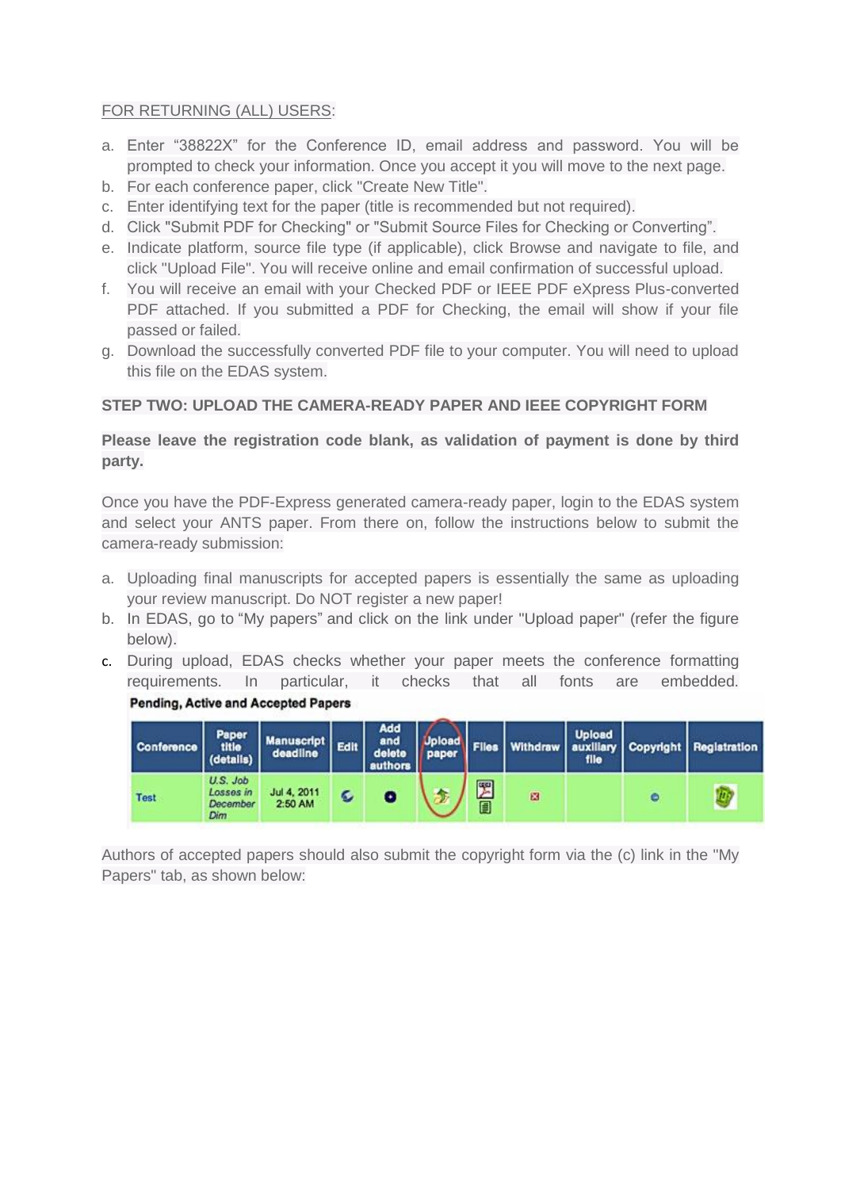FOR RETURNING (ALL) USERS:

a. Enter "38822X" for the Conference ID, email address and password. You will be prompted to check your information. Once you accept it you will move to the next page.
b. For each conference paper, click "Create New Title".
c. Enter identifying text for the paper (title is recommended but not required).
d. Click "Submit PDF for Checking" or "Submit Source Files for Checking or Converting".
e. Indicate platform, source file type (if applicable), click Browse and navigate to file, and click "Upload File". You will receive online and email confirmation of successful upload.
f. You will receive an email with your Checked PDF or IEEE PDF eXpress Plus-converted PDF attached. If you submitted a PDF for Checking, the email will show if your file passed or failed.
g. Download the successfully converted PDF file to your computer. You will need to upload this file on the EDAS system.

**STEP TWO: UPLOAD THE CAMERA-READY PAPER AND IEEE COPYRIGHT FORM**

**Please leave the registration code blank, as validation of payment is done by third party.**

Once you have the PDF-Express generated camera-ready paper, login to the EDAS system and select your ANTS paper. From there on, follow the instructions below to submit the camera-ready submission:

a. Uploading final manuscripts for accepted papers is essentially the same as uploading your review manuscript. Do NOT register a new paper!
b. In EDAS, go to "My papers" and click on the link under "Upload paper" (refer the figure below).
c. During upload, EDAS checks whether your paper meets the conference formatting requirements. In particular, it checks that all fonts are embedded.

**Pending, Active and Accepted Papers**

| Conference | Paper title (details) | Manuscript deadline | Edit | Add and delete authors | Upload paper | Files | Withdraw | Upload auxiliary file | Copyright | Registration |
|---|---|---|---|---|---|---|---|---|---|---|
| Test | U.S. Job Losses in December Dim | Jul 4, 2011 2:50 AM | | | | | | | | |

Authors of accepted papers should also submit the copyright form via the (c) link in the "My Papers" tab, as shown below: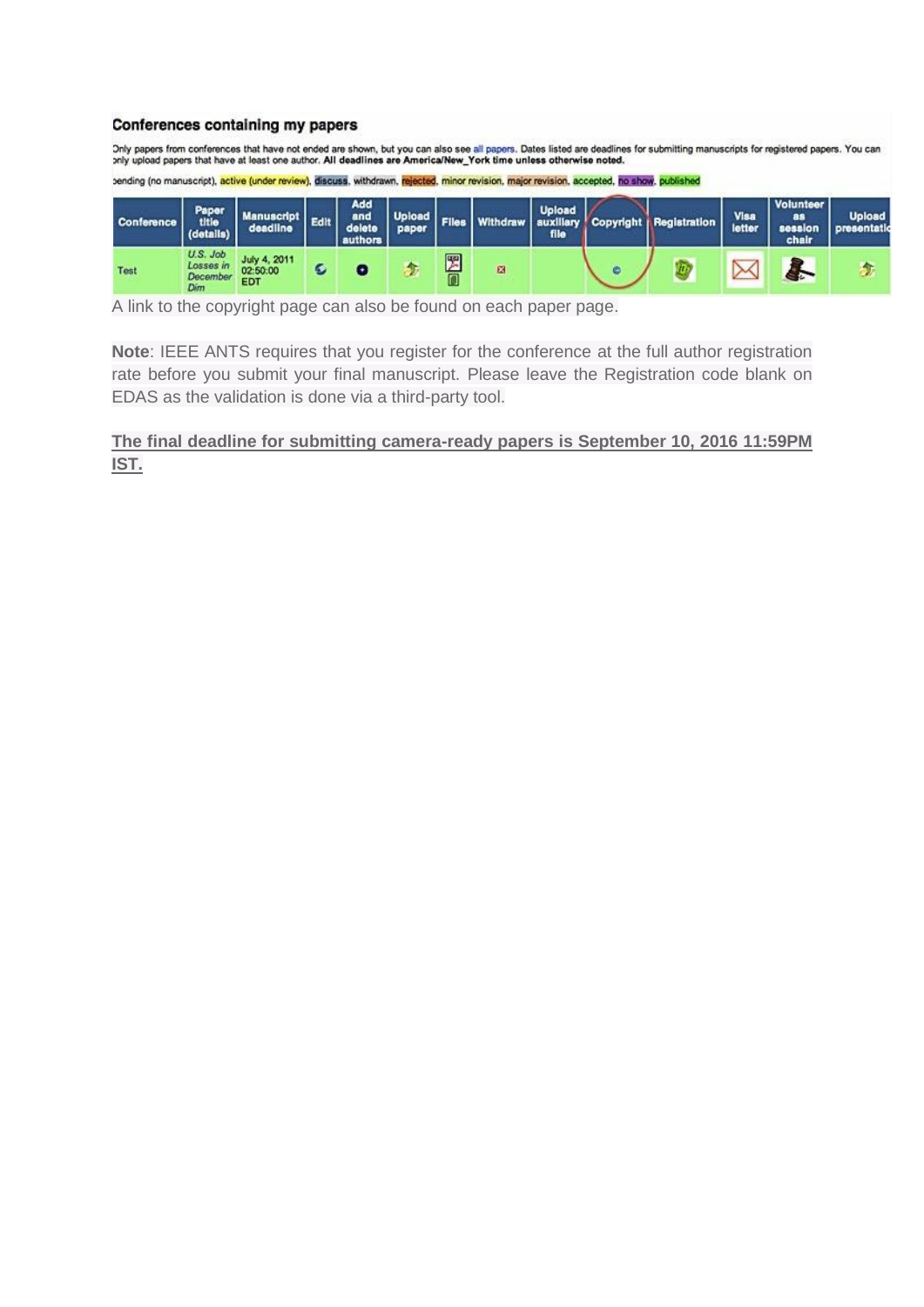### Conferences containing my papers

Only papers from conferences that have not ended are shown, but you can also see all papers. Dates listed are deadlines for submitting manuscripts for registered papers. You can only upload papers that have at least one author. **All deadlines are America/New_York time unless otherwise noted.**

pending (no manuscript), active (under review), discuss, withdrawn, rejected, minor revision, major revision, accepted, no show, published

| Conference | Paper title (details) | Manuscript deadline | Edit | Add and delete authors | Upload paper | Files | Withdraw | Upload auxiliary file | Copyright | Registration | Visa letter | Volunteer as session chair | Upload presentatio |
|---|---|---|---|---|---|---|---|---|---|---|---|---|---|
| Test | *U.S. Job Losses in December Dim* | July 4, 2011 02:50:00 EDT | | | | | | | | | | | |

A link to the copyright page can also be found on each paper page.

**Note**: IEEE ANTS requires that you register for the conference at the full author registration rate before you submit your final manuscript. Please leave the Registration code blank on EDAS as the validation is done via a third-party tool.

**The final deadline for submitting camera-ready papers is September 10, 2016 11:59PM IST.**